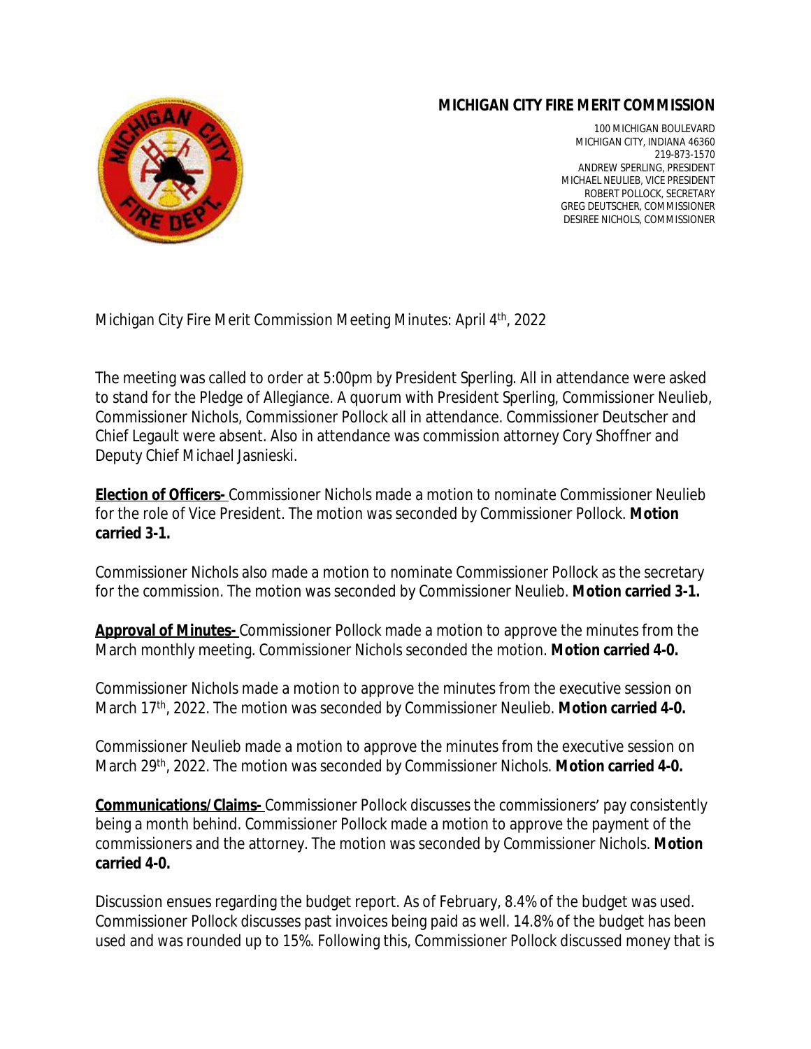**MICHIGAN CITY FIRE MERIT COMMISSION**

100 MICHIGAN BOULEVARD
MICHIGAN CITY, INDIANA 46360
219-873-1570
ANDREW SPERLING, PRESIDENT
MICHAEL NEULIEB, VICE PRESIDENT
ROBERT POLLOCK, SECRETARY
GREG DEUTSCHER, COMMISSIONER
DESIREE NICHOLS, COMMISSIONER

Michigan City Fire Merit Commission Meeting Minutes: April 4th, 2022

The meeting was called to order at 5:00pm by President Sperling. All in attendance were asked to stand for the Pledge of Allegiance. A quorum with President Sperling, Commissioner Neulieb, Commissioner Nichols, Commissioner Pollock all in attendance. Commissioner Deutscher and Chief Legault were absent. Also in attendance was commission attorney Cory Shoffner and Deputy Chief Michael Jasnieski.

**Election of Officers-** Commissioner Nichols made a motion to nominate Commissioner Neulieb for the role of Vice President. The motion was seconded by Commissioner Pollock. **Motion carried 3-1.**

Commissioner Nichols also made a motion to nominate Commissioner Pollock as the secretary for the commission. The motion was seconded by Commissioner Neulieb. **Motion carried 3-1.**

**Approval of Minutes-** Commissioner Pollock made a motion to approve the minutes from the March monthly meeting. Commissioner Nichols seconded the motion. **Motion carried 4-0.**

Commissioner Nichols made a motion to approve the minutes from the executive session on March 17th, 2022. The motion was seconded by Commissioner Neulieb. **Motion carried 4-0.**

Commissioner Neulieb made a motion to approve the minutes from the executive session on March 29th, 2022. The motion was seconded by Commissioner Nichols. **Motion carried 4-0.**

**Communications/Claims-** Commissioner Pollock discusses the commissioners' pay consistently being a month behind. Commissioner Pollock made a motion to approve the payment of the commissioners and the attorney. The motion was seconded by Commissioner Nichols. **Motion carried 4-0.**

Discussion ensues regarding the budget report. As of February, 8.4% of the budget was used. Commissioner Pollock discusses past invoices being paid as well. 14.8% of the budget has been used and was rounded up to 15%. Following this, Commissioner Pollock discussed money that is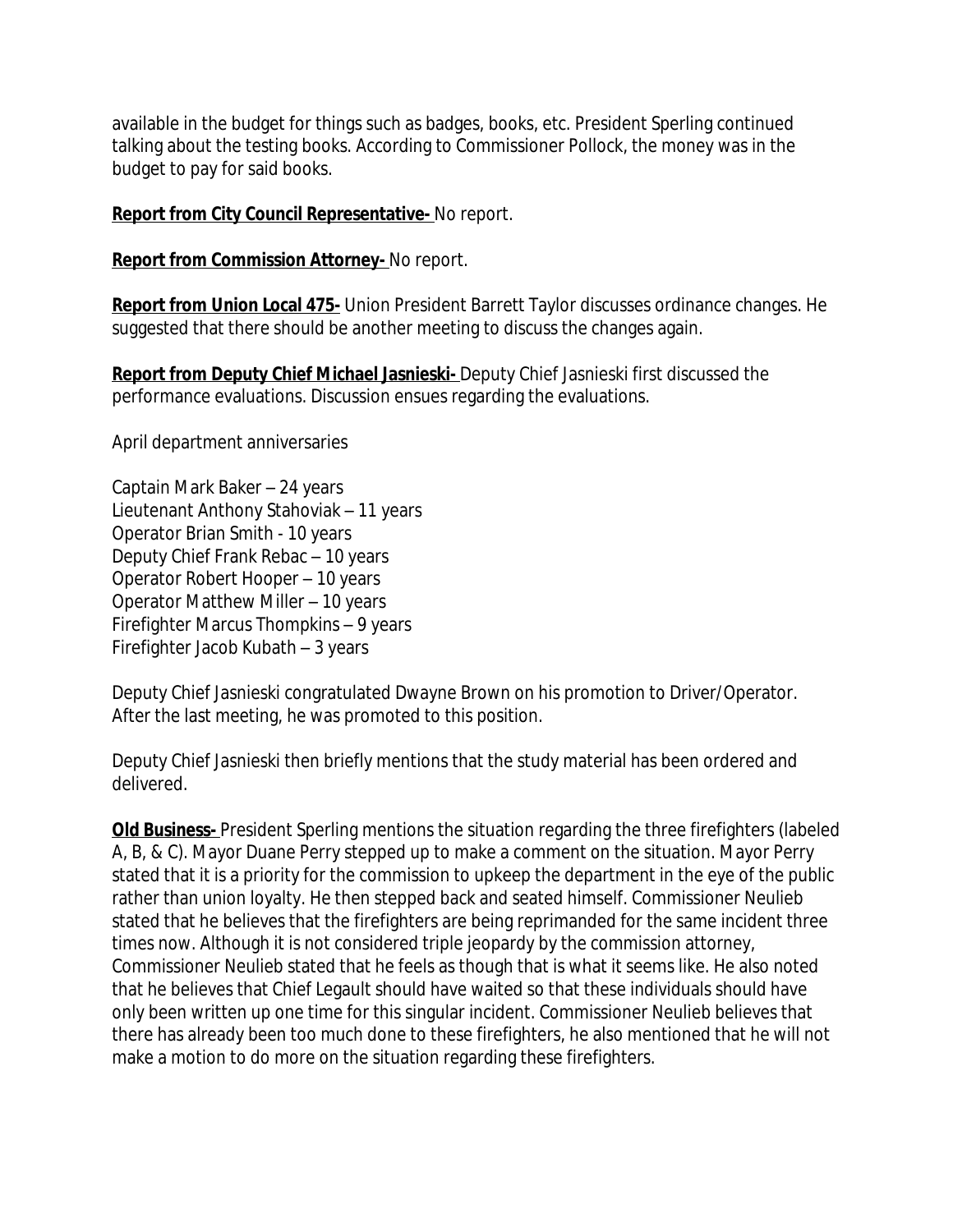available in the budget for things such as badges, books, etc. President Sperling continued talking about the testing books. According to Commissioner Pollock, the money was in the budget to pay for said books.

**Report from City Council Representative-** No report.

**Report from Commission Attorney-** No report.

**Report from Union Local 475-** Union President Barrett Taylor discusses ordinance changes. He suggested that there should be another meeting to discuss the changes again.

**Report from Deputy Chief Michael Jasnieski-** Deputy Chief Jasnieski first discussed the performance evaluations. Discussion ensues regarding the evaluations.

April department anniversaries

Captain Mark Baker – 24 years
Lieutenant Anthony Stahoviak – 11 years
Operator Brian Smith - 10 years
Deputy Chief Frank Rebac – 10 years
Operator Robert Hooper – 10 years
Operator Matthew Miller – 10 years
Firefighter Marcus Thompkins – 9 years
Firefighter Jacob Kubath – 3 years

Deputy Chief Jasnieski congratulated Dwayne Brown on his promotion to Driver/Operator. After the last meeting, he was promoted to this position.

Deputy Chief Jasnieski then briefly mentions that the study material has been ordered and delivered.

**Old Business-** President Sperling mentions the situation regarding the three firefighters (labeled A, B, & C). Mayor Duane Perry stepped up to make a comment on the situation. Mayor Perry stated that it is a priority for the commission to upkeep the department in the eye of the public rather than union loyalty. He then stepped back and seated himself. Commissioner Neulieb stated that he believes that the firefighters are being reprimanded for the same incident three times now. Although it is not considered triple jeopardy by the commission attorney, Commissioner Neulieb stated that he feels as though that is what it seems like. He also noted that he believes that Chief Legault should have waited so that these individuals should have only been written up one time for this singular incident. Commissioner Neulieb believes that there has already been too much done to these firefighters, he also mentioned that he will not make a motion to do more on the situation regarding these firefighters.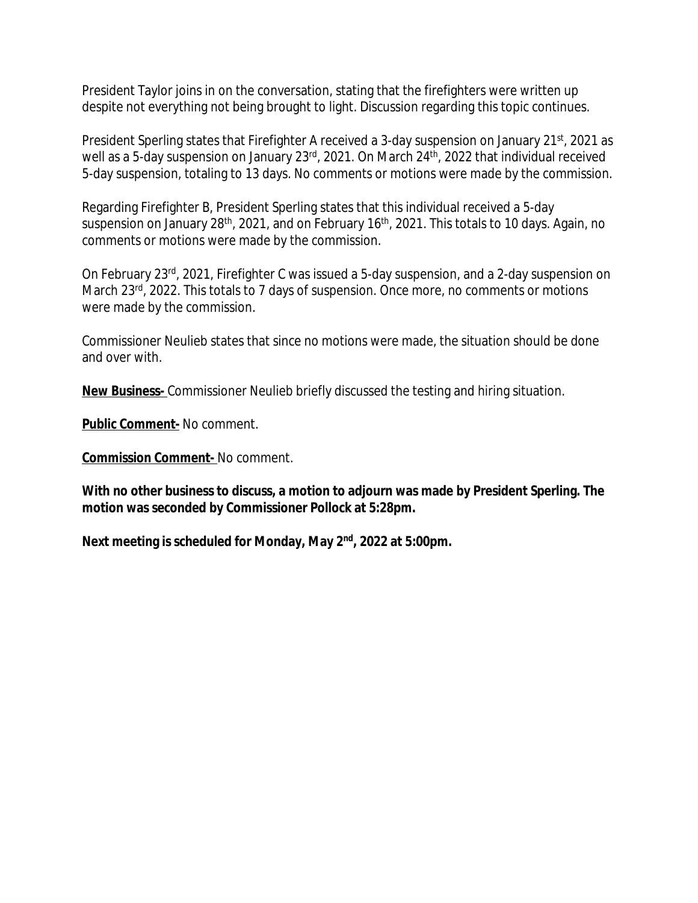President Taylor joins in on the conversation, stating that the firefighters were written up despite not everything not being brought to light. Discussion regarding this topic continues.

President Sperling states that Firefighter A received a 3-day suspension on January 21st, 2021 as well as a 5-day suspension on January 23rd, 2021. On March 24th, 2022 that individual received 5-day suspension, totaling to 13 days. No comments or motions were made by the commission.

Regarding Firefighter B, President Sperling states that this individual received a 5-day suspension on January 28th, 2021, and on February 16th, 2021. This totals to 10 days. Again, no comments or motions were made by the commission.

On February 23rd, 2021, Firefighter C was issued a 5-day suspension, and a 2-day suspension on March 23rd, 2022. This totals to 7 days of suspension. Once more, no comments or motions were made by the commission.

Commissioner Neulieb states that since no motions were made, the situation should be done and over with.

**New Business-** Commissioner Neulieb briefly discussed the testing and hiring situation.

**Public Comment-** No comment.

**Commission Comment-** No comment.

**With no other business to discuss, a motion to adjourn was made by President Sperling. The motion was seconded by Commissioner Pollock at 5:28pm.**

**Next meeting is scheduled for Monday, May 2nd, 2022 at 5:00pm.**